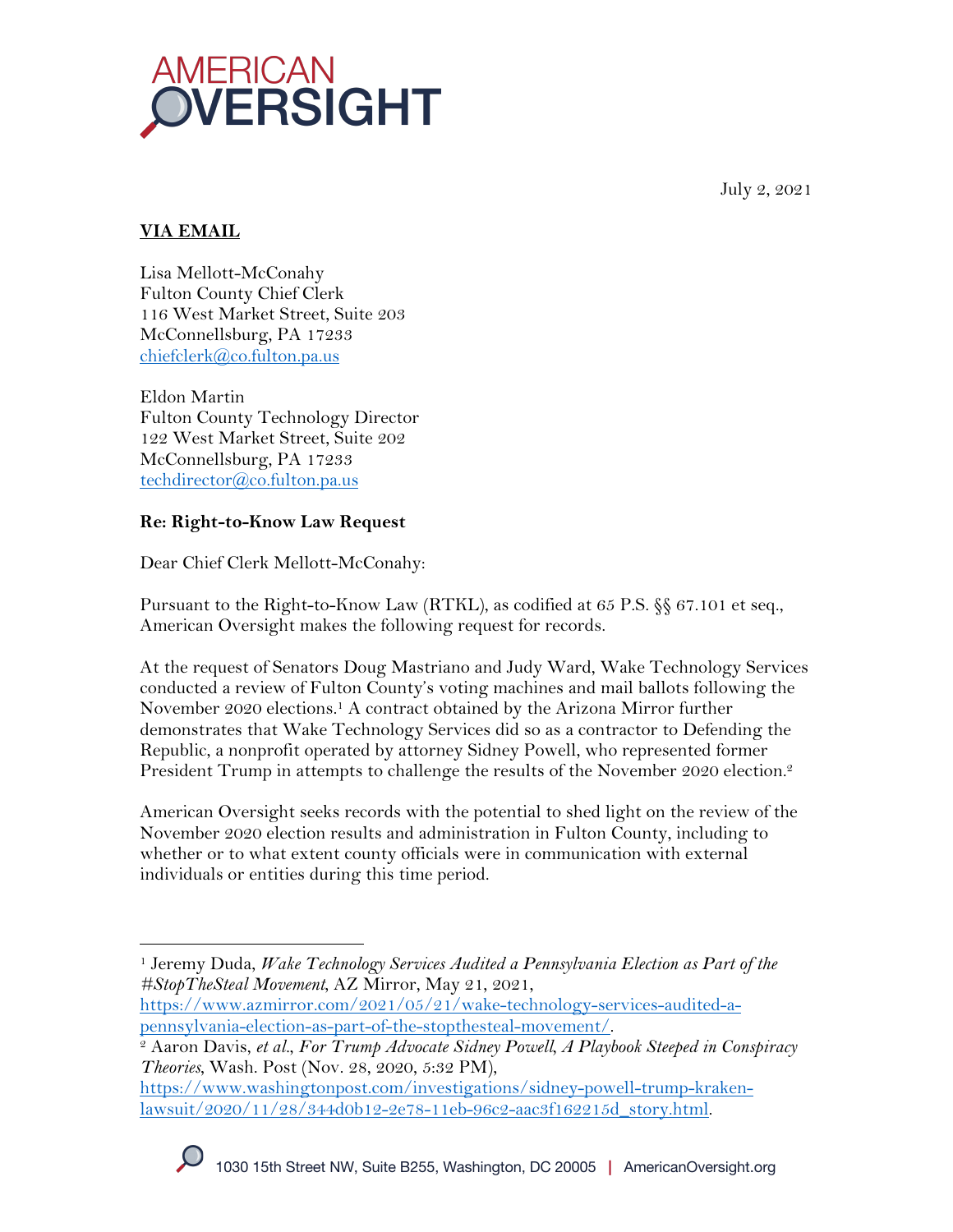# AMERICAN OVERSIGHT

July 2, 2021

**VIA EMAIL**

Lisa Mellott-McConahy
Fulton County Chief Clerk
116 West Market Street, Suite 203
McConnellsburg, PA 17233
chiefclerk@co.fulton.pa.us

Eldon Martin
Fulton County Technology Director
122 West Market Street, Suite 202
McConnellsburg, PA 17233
techdirector@co.fulton.pa.us

**Re: Right-to-Know Law Request**

Dear Chief Clerk Mellott-McConahy:

Pursuant to the Right-to-Know Law (RTKL), as codified at 65 P.S. §§ 67.101 et seq., American Oversight makes the following request for records.

At the request of Senators Doug Mastriano and Judy Ward, Wake Technology Services conducted a review of Fulton County's voting machines and mail ballots following the November 2020 elections.[1] A contract obtained by the Arizona Mirror further demonstrates that Wake Technology Services did so as a contractor to Defending the Republic, a nonprofit operated by attorney Sidney Powell, who represented former President Trump in attempts to challenge the results of the November 2020 election.[2]

American Oversight seeks records with the potential to shed light on the review of the November 2020 election results and administration in Fulton County, including to whether or to what extent county officials were in communication with external individuals or entities during this time period.

---

[1] Jeremy Duda, *Wake Technology Services Audited a Pennsylvania Election as Part of the #StopTheSteal Movement*, AZ Mirror, May 21, 2021, https://www.azmirror.com/2021/05/21/wake-technology-services-audited-a-pennsylvania-election-as-part-of-the-stopthesteal-movement/.

[2] Aaron Davis, *et al.*, *For Trump Advocate Sidney Powell, A Playbook Steeped in Conspiracy Theories*, Wash. Post (Nov. 28, 2020, 5:32 PM), https://www.washingtonpost.com/investigations/sidney-powell-trump-kraken-lawsuit/2020/11/28/344d0b12-2e78-11eb-96c2-aac3f162215d_story.html.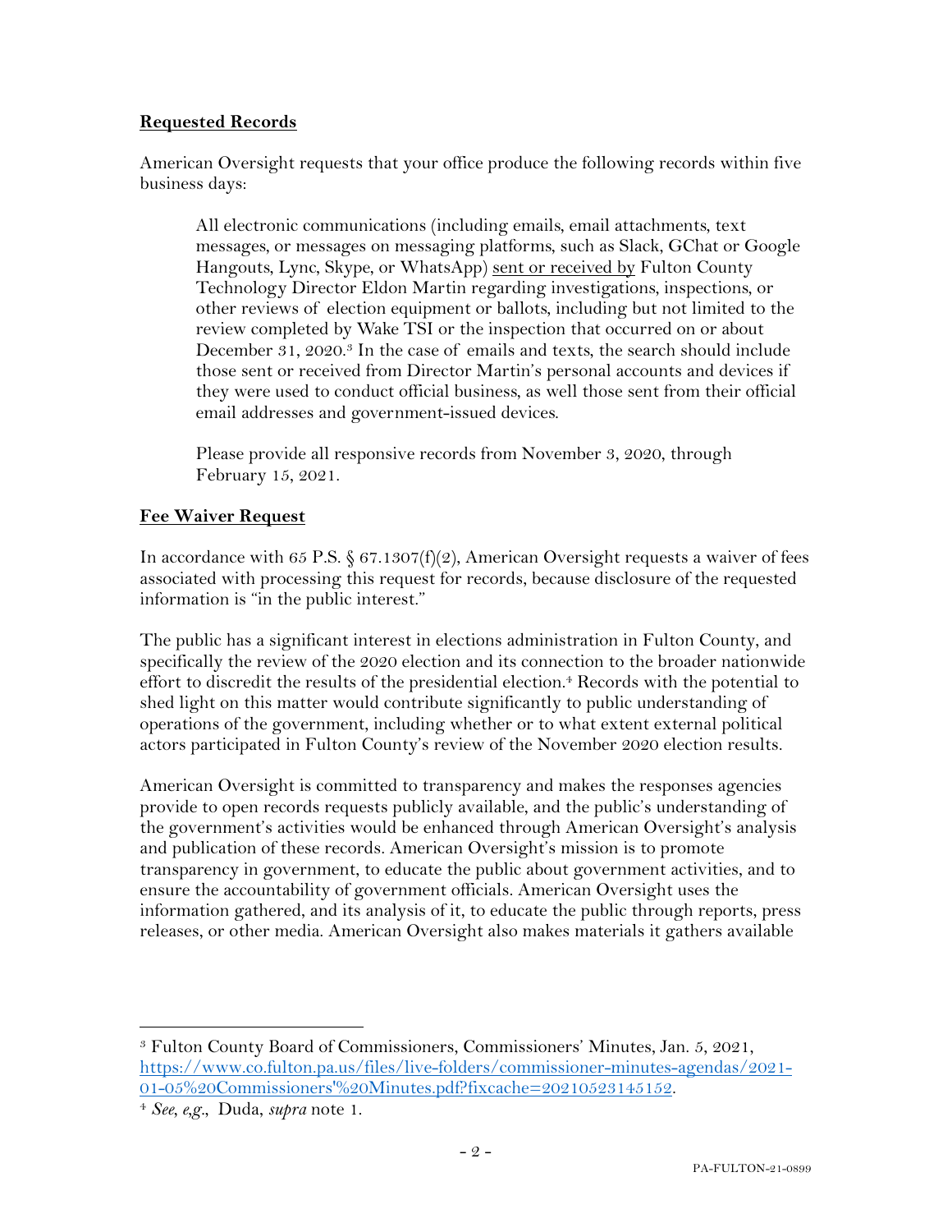**Requested Records**

American Oversight requests that your office produce the following records within five business days:

> All electronic communications (including emails, email attachments, text messages, or messages on messaging platforms, such as Slack, GChat or Google Hangouts, Lync, Skype, or WhatsApp) sent or received by Fulton County Technology Director Eldon Martin regarding investigations, inspections, or other reviews of election equipment or ballots, including but not limited to the review completed by Wake TSI or the inspection that occurred on or about December 31, 2020.[3] In the case of emails and texts, the search should include those sent or received from Director Martin's personal accounts and devices if they were used to conduct official business, as well those sent from their official email addresses and government-issued devices.
>
> Please provide all responsive records from November 3, 2020, through February 15, 2021.

**Fee Waiver Request**

In accordance with 65 P.S. § 67.1307(f)(2), American Oversight requests a waiver of fees associated with processing this request for records, because disclosure of the requested information is "in the public interest."

The public has a significant interest in elections administration in Fulton County, and specifically the review of the 2020 election and its connection to the broader nationwide effort to discredit the results of the presidential election.[4] Records with the potential to shed light on this matter would contribute significantly to public understanding of operations of the government, including whether or to what extent external political actors participated in Fulton County's review of the November 2020 election results.

American Oversight is committed to transparency and makes the responses agencies provide to open records requests publicly available, and the public's understanding of the government's activities would be enhanced through American Oversight's analysis and publication of these records. American Oversight's mission is to promote transparency in government, to educate the public about government activities, and to ensure the accountability of government officials. American Oversight uses the information gathered, and its analysis of it, to educate the public through reports, press releases, or other media. American Oversight also makes materials it gathers available

---

[3] Fulton County Board of Commissioners, Commissioners' Minutes, Jan. 5, 2021, https://www.co.fulton.pa.us/files/live-folders/commissioner-minutes-agendas/2021-01-05%20Commissioners'%20Minutes.pdf?fixcache=20210523145152.

[4] *See, e.g.,* Duda, *supra* note 1.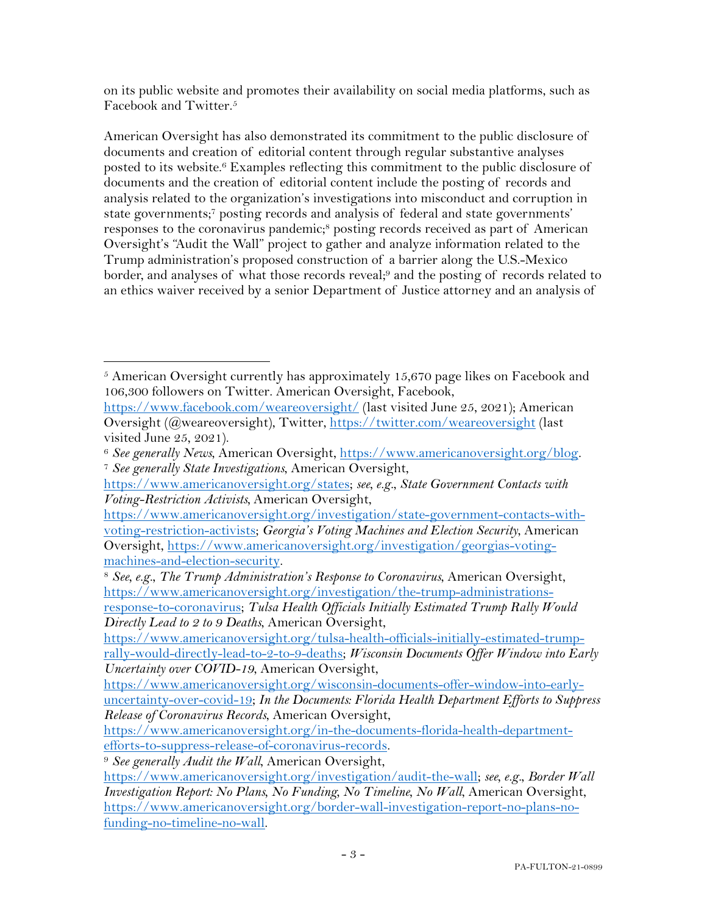on its public website and promotes their availability on social media platforms, such as Facebook and Twitter.[5]

American Oversight has also demonstrated its commitment to the public disclosure of documents and creation of editorial content through regular substantive analyses posted to its website.[6] Examples reflecting this commitment to the public disclosure of documents and the creation of editorial content include the posting of records and analysis related to the organization's investigations into misconduct and corruption in state governments;[7] posting records and analysis of federal and state governments' responses to the coronavirus pandemic;[8] posting records received as part of American Oversight's "Audit the Wall" project to gather and analyze information related to the Trump administration's proposed construction of a barrier along the U.S.-Mexico border, and analyses of what those records reveal;[9] and the posting of records related to an ethics waiver received by a senior Department of Justice attorney and an analysis of

---

[5] American Oversight currently has approximately 15,670 page likes on Facebook and 106,300 followers on Twitter. American Oversight, Facebook, https://www.facebook.com/weareoversight/ (last visited June 25, 2021); American Oversight (@weareoversight), Twitter, https://twitter.com/weareoversight (last visited June 25, 2021).

[6] *See generally News*, American Oversight, https://www.americanoversight.org/blog.

[7] *See generally State Investigations*, American Oversight, https://www.americanoversight.org/states; *see, e.g.*, *State Government Contacts with Voting-Restriction Activists*, American Oversight, https://www.americanoversight.org/investigation/state-government-contacts-with-voting-restriction-activists; *Georgia's Voting Machines and Election Security*, American Oversight, https://www.americanoversight.org/investigation/georgias-voting-machines-and-election-security.

[8] *See, e.g.*, *The Trump Administration's Response to Coronavirus*, American Oversight, https://www.americanoversight.org/investigation/the-trump-administrations-response-to-coronavirus; *Tulsa Health Officials Initially Estimated Trump Rally Would Directly Lead to 2 to 9 Deaths*, American Oversight, https://www.americanoversight.org/tulsa-health-officials-initially-estimated-trump-rally-would-directly-lead-to-2-to-9-deaths; *Wisconsin Documents Offer Window into Early Uncertainty over COVID-19*, American Oversight, https://www.americanoversight.org/wisconsin-documents-offer-window-into-early-uncertainty-over-covid-19; *In the Documents: Florida Health Department Efforts to Suppress Release of Coronavirus Records*, American Oversight, https://www.americanoversight.org/in-the-documents-florida-health-department-efforts-to-suppress-release-of-coronavirus-records.

[9] *See generally Audit the Wall*, American Oversight, https://www.americanoversight.org/investigation/audit-the-wall; *see, e.g.*, *Border Wall Investigation Report: No Plans, No Funding, No Timeline, No Wall*, American Oversight, https://www.americanoversight.org/border-wall-investigation-report-no-plans-no-funding-no-timeline-no-wall.

PA-FULTON-21-0899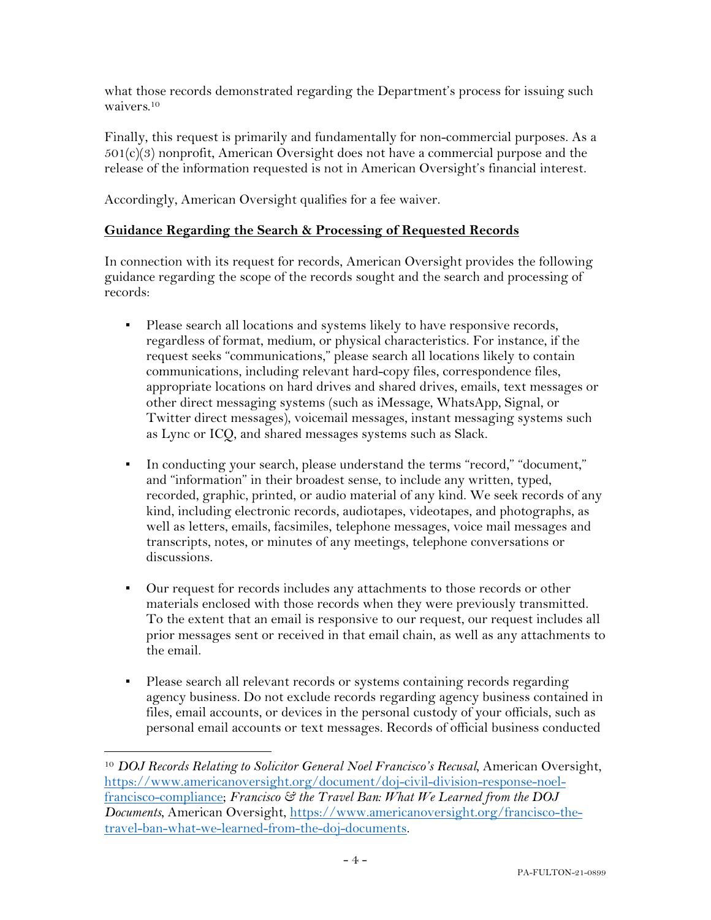what those records demonstrated regarding the Department's process for issuing such waivers.[10]

Finally, this request is primarily and fundamentally for non-commercial purposes. As a 501(c)(3) nonprofit, American Oversight does not have a commercial purpose and the release of the information requested is not in American Oversight's financial interest.

Accordingly, American Oversight qualifies for a fee waiver.

**Guidance Regarding the Search & Processing of Requested Records**

In connection with its request for records, American Oversight provides the following guidance regarding the scope of the records sought and the search and processing of records:

- Please search all locations and systems likely to have responsive records, regardless of format, medium, or physical characteristics. For instance, if the request seeks "communications," please search all locations likely to contain communications, including relevant hard-copy files, correspondence files, appropriate locations on hard drives and shared drives, emails, text messages or other direct messaging systems (such as iMessage, WhatsApp, Signal, or Twitter direct messages), voicemail messages, instant messaging systems such as Lync or ICQ, and shared messages systems such as Slack.

- In conducting your search, please understand the terms "record," "document," and "information" in their broadest sense, to include any written, typed, recorded, graphic, printed, or audio material of any kind. We seek records of any kind, including electronic records, audiotapes, videotapes, and photographs, as well as letters, emails, facsimiles, telephone messages, voice mail messages and transcripts, notes, or minutes of any meetings, telephone conversations or discussions.

- Our request for records includes any attachments to those records or other materials enclosed with those records when they were previously transmitted. To the extent that an email is responsive to our request, our request includes all prior messages sent or received in that email chain, as well as any attachments to the email.

- Please search all relevant records or systems containing records regarding agency business. Do not exclude records regarding agency business contained in files, email accounts, or devices in the personal custody of your officials, such as personal email accounts or text messages. Records of official business conducted

---

[10] *DOJ Records Relating to Solicitor General Noel Francisco's Recusal*, American Oversight, https://www.americanoversight.org/document/doj-civil-division-response-noel-francisco-compliance; *Francisco & the Travel Ban: What We Learned from the DOJ Documents*, American Oversight, https://www.americanoversight.org/francisco-the-travel-ban-what-we-learned-from-the-doj-documents.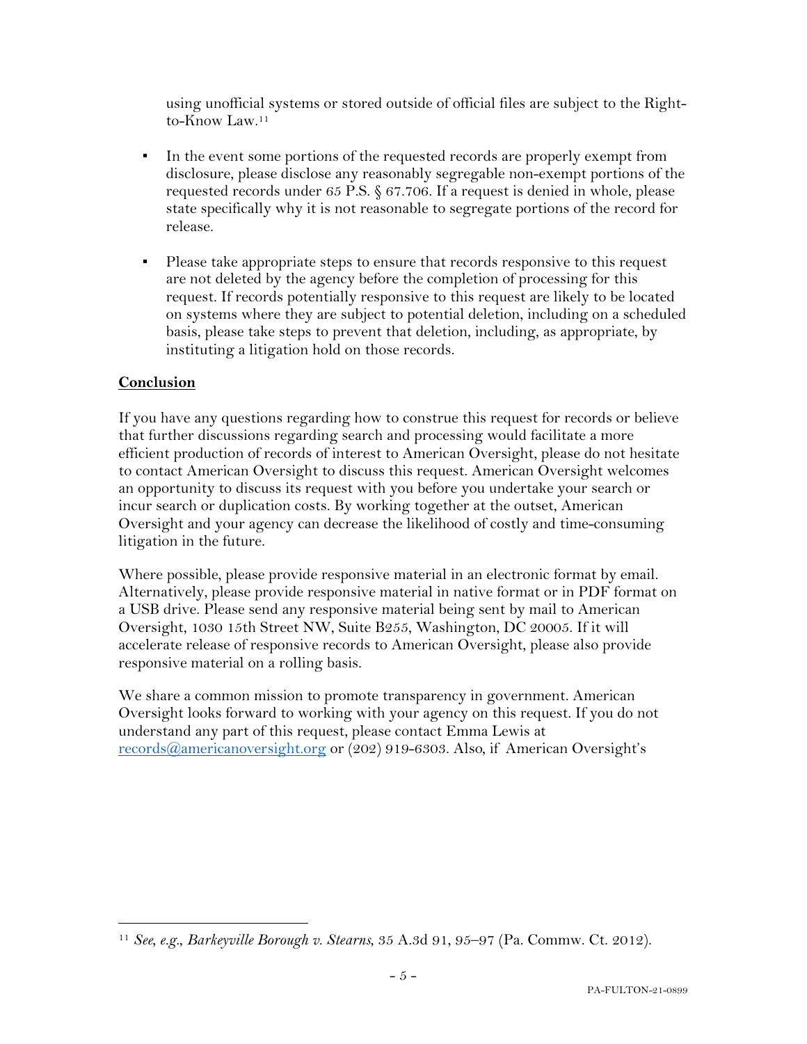using unofficial systems or stored outside of official files are subject to the Right-to-Know Law.[11]

- In the event some portions of the requested records are properly exempt from disclosure, please disclose any reasonably segregable non-exempt portions of the requested records under 65 P.S. § 67.706. If a request is denied in whole, please state specifically why it is not reasonable to segregate portions of the record for release.

- Please take appropriate steps to ensure that records responsive to this request are not deleted by the agency before the completion of processing for this request. If records potentially responsive to this request are likely to be located on systems where they are subject to potential deletion, including on a scheduled basis, please take steps to prevent that deletion, including, as appropriate, by instituting a litigation hold on those records.

## Conclusion

If you have any questions regarding how to construe this request for records or believe that further discussions regarding search and processing would facilitate a more efficient production of records of interest to American Oversight, please do not hesitate to contact American Oversight to discuss this request. American Oversight welcomes an opportunity to discuss its request with you before you undertake your search or incur search or duplication costs. By working together at the outset, American Oversight and your agency can decrease the likelihood of costly and time-consuming litigation in the future.

Where possible, please provide responsive material in an electronic format by email. Alternatively, please provide responsive material in native format or in PDF format on a USB drive. Please send any responsive material being sent by mail to American Oversight, 1030 15th Street NW, Suite B255, Washington, DC 20005. If it will accelerate release of responsive records to American Oversight, please also provide responsive material on a rolling basis.

We share a common mission to promote transparency in government. American Oversight looks forward to working with your agency on this request. If you do not understand any part of this request, please contact Emma Lewis at records@americanoversight.org or (202) 919-6303. Also, if American Oversight's

---

[11] *See, e.g.*, *Barkeyville Borough v. Stearns*, 35 A.3d 91, 95–97 (Pa. Commw. Ct. 2012).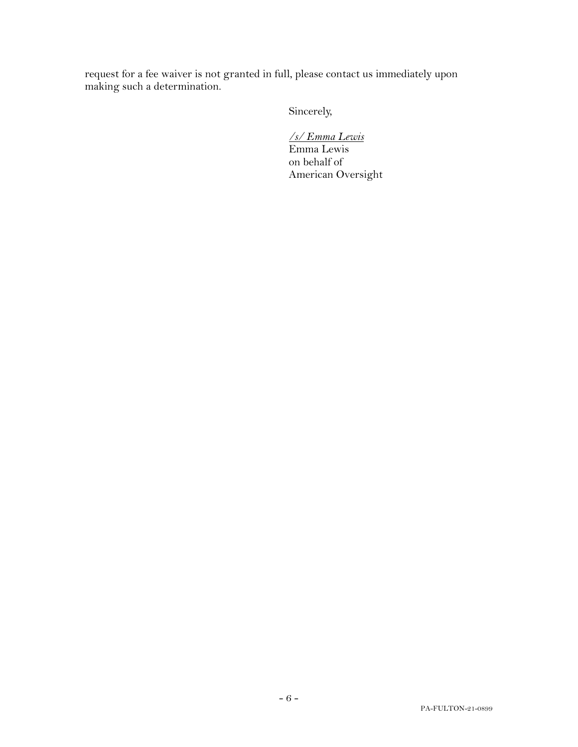request for a fee waiver is not granted in full, please contact us immediately upon making such a determination.

Sincerely,

*/s/ Emma Lewis*
Emma Lewis
on behalf of
American Oversight